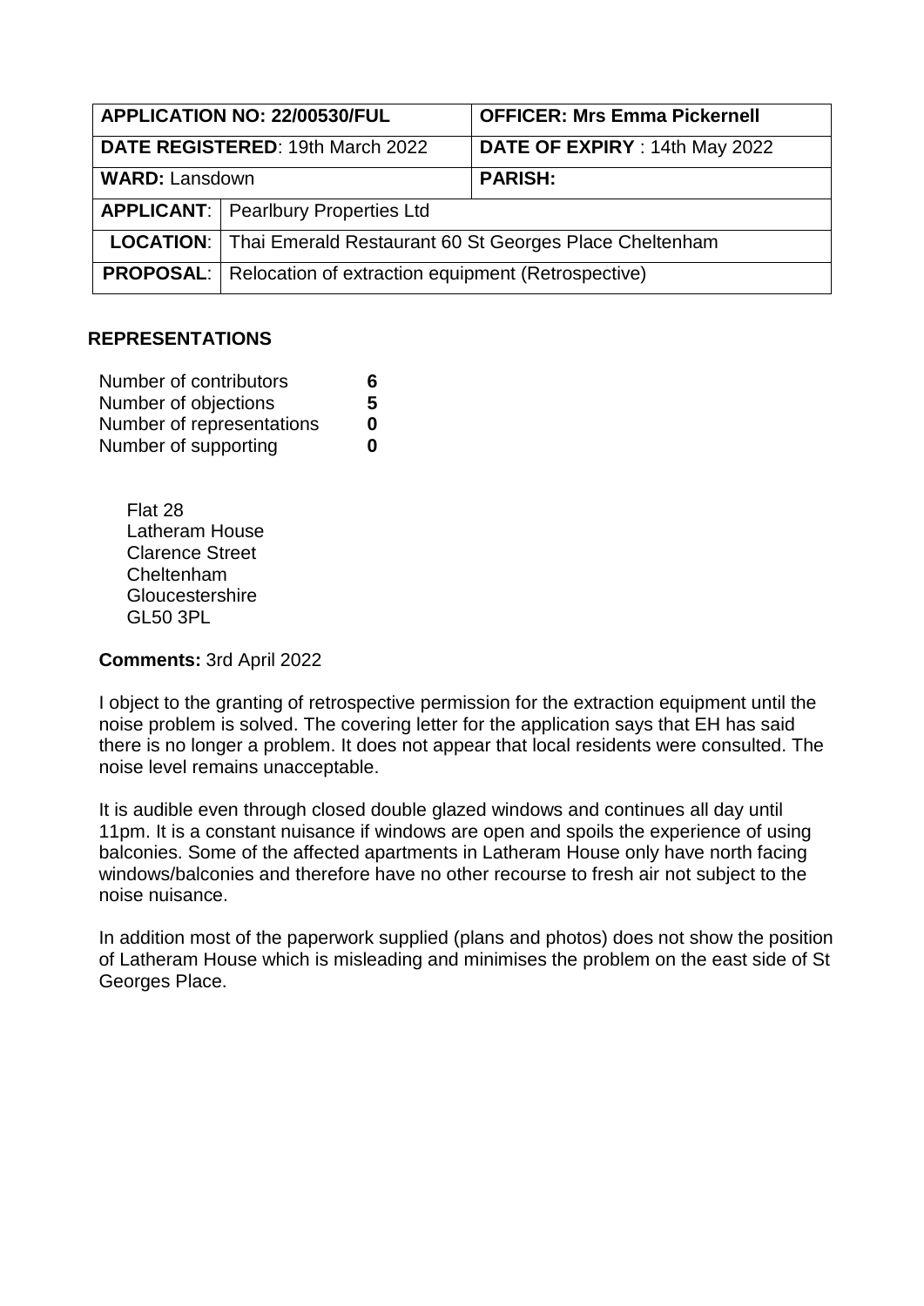| APPLICATION NO: 22/00530/FUL | | OFFICER: Mrs Emma Pickernell |
|---|---|---|
| DATE REGISTERED: 19th March 2022 | | DATE OF EXPIRY : 14th May 2022 |
| WARD: Lansdown | | PARISH: |
| APPLICANT: | Pearlbury Properties Ltd | |
| LOCATION: | Thai Emerald Restaurant 60 St Georges Place Cheltenham | |
| PROPOSAL: | Relocation of extraction equipment (Retrospective) | |

## REPRESENTATIONS

| | |
|---|---|
| Number of contributors | **6** |
| Number of objections | **5** |
| Number of representations | **0** |
| Number of supporting | **0** |

Flat 28
Latheram House
Clarence Street
Cheltenham
Gloucestershire
GL50 3PL

**Comments:** 3rd April 2022

I object to the granting of retrospective permission for the extraction equipment until the noise problem is solved. The covering letter for the application says that EH has said there is no longer a problem. It does not appear that local residents were consulted. The noise level remains unacceptable.

It is audible even through closed double glazed windows and continues all day until 11pm. It is a constant nuisance if windows are open and spoils the experience of using balconies. Some of the affected apartments in Latheram House only have north facing windows/balconies and therefore have no other recourse to fresh air not subject to the noise nuisance.

In addition most of the paperwork supplied (plans and photos) does not show the position of Latheram House which is misleading and minimises the problem on the east side of St Georges Place.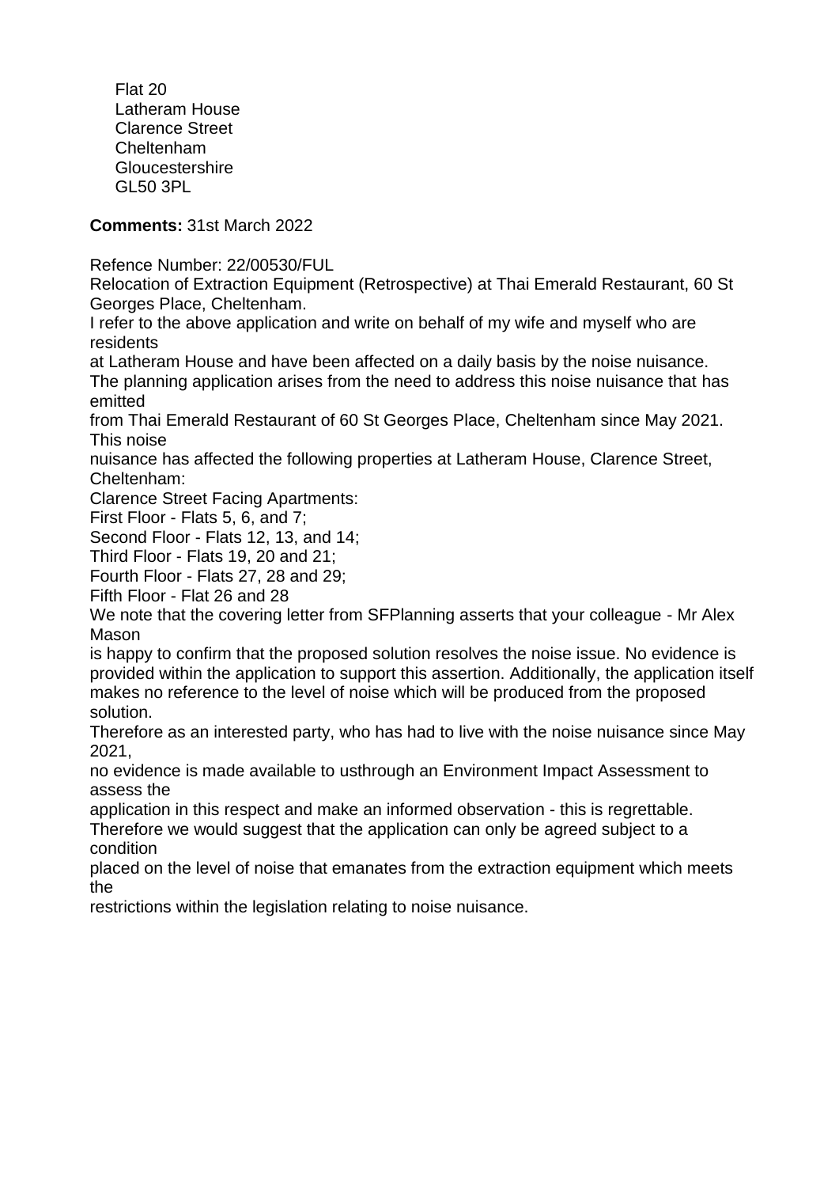Flat 20
Latheram House
Clarence Street
Cheltenham
Gloucestershire
GL50 3PL

**Comments:** 31st March 2022

Refence Number: 22/00530/FUL

Relocation of Extraction Equipment (Retrospective) at Thai Emerald Restaurant, 60 St Georges Place, Cheltenham.

I refer to the above application and write on behalf of my wife and myself who are residents at Latheram House and have been affected on a daily basis by the noise nuisance.

The planning application arises from the need to address this noise nuisance that has emitted from Thai Emerald Restaurant of 60 St Georges Place, Cheltenham since May 2021. This noise nuisance has affected the following properties at Latheram House, Clarence Street, Cheltenham:

Clarence Street Facing Apartments:

First Floor - Flats 5, 6, and 7;

Second Floor - Flats 12, 13, and 14;

Third Floor - Flats 19, 20 and 21;

Fourth Floor - Flats 27, 28 and 29;

Fifth Floor - Flat 26 and 28

We note that the covering letter from SFPlanning asserts that your colleague - Mr Alex Mason is happy to confirm that the proposed solution resolves the noise issue. No evidence is provided within the application to support this assertion. Additionally, the application itself makes no reference to the level of noise which will be produced from the proposed solution.

Therefore as an interested party, who has had to live with the noise nuisance since May 2021, no evidence is made available to usthrough an Environment Impact Assessment to assess the application in this respect and make an informed observation - this is regrettable.

Therefore we would suggest that the application can only be agreed subject to a condition placed on the level of noise that emanates from the extraction equipment which meets the restrictions within the legislation relating to noise nuisance.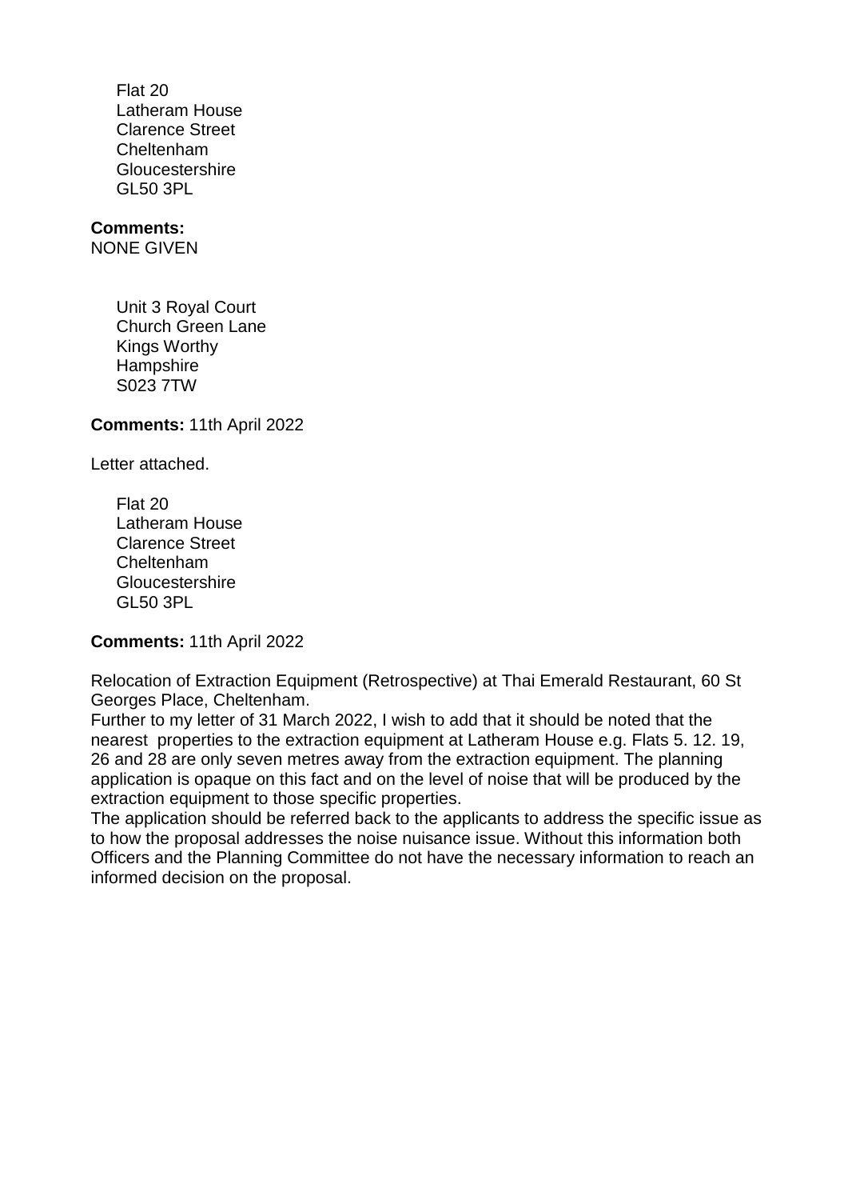Flat 20
Latheram House
Clarence Street
Cheltenham
Gloucestershire
GL50 3PL

**Comments:**
NONE GIVEN

Unit 3 Royal Court
Church Green Lane
Kings Worthy
Hampshire
S023 7TW

**Comments:** 11th April 2022

Letter attached.

Flat 20
Latheram House
Clarence Street
Cheltenham
Gloucestershire
GL50 3PL

**Comments:** 11th April 2022

Relocation of Extraction Equipment (Retrospective) at Thai Emerald Restaurant, 60 St Georges Place, Cheltenham.
Further to my letter of 31 March 2022, I wish to add that it should be noted that the nearest properties to the extraction equipment at Latheram House e.g. Flats 5. 12. 19, 26 and 28 are only seven metres away from the extraction equipment. The planning application is opaque on this fact and on the level of noise that will be produced by the extraction equipment to those specific properties.
The application should be referred back to the applicants to address the specific issue as to how the proposal addresses the noise nuisance issue. Without this information both Officers and the Planning Committee do not have the necessary information to reach an informed decision on the proposal.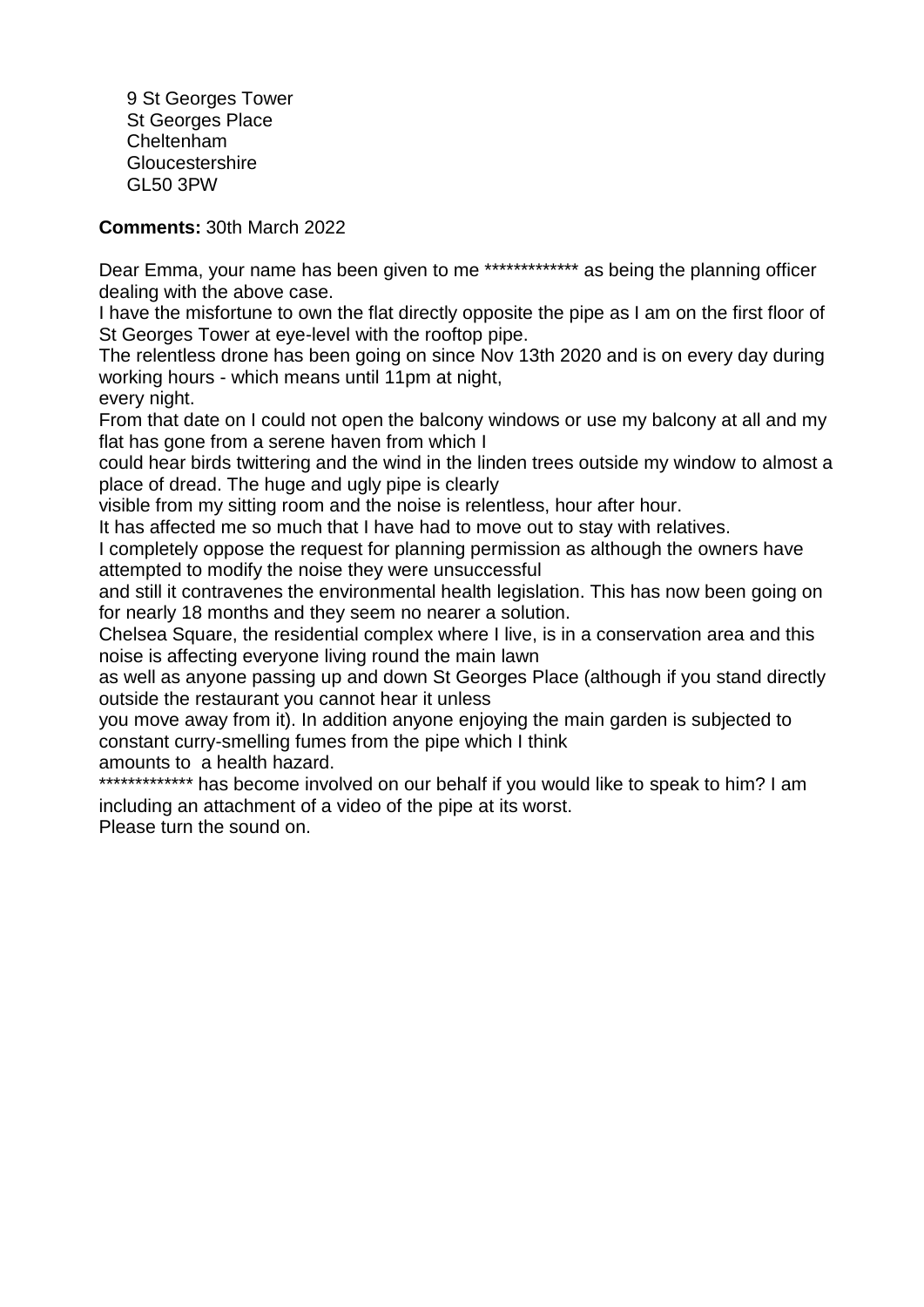9 St Georges Tower
St Georges Place
Cheltenham
Gloucestershire
GL50 3PW

**Comments:** 30th March 2022

Dear Emma, your name has been given to me ************* as being the planning officer dealing with the above case.
I have the misfortune to own the flat directly opposite the pipe as I am on the first floor of St Georges Tower at eye-level with the rooftop pipe.
The relentless drone has been going on since Nov 13th 2020 and is on every day during working hours - which means until 11pm at night,
every night.
From that date on I could not open the balcony windows or use my balcony at all and my flat has gone from a serene haven from which I
could hear birds twittering and the wind in the linden trees outside my window to almost a place of dread. The huge and ugly pipe is clearly
visible from my sitting room and the noise is relentless, hour after hour.
It has affected me so much that I have had to move out to stay with relatives.
I completely oppose the request for planning permission as although the owners have attempted to modify the noise they were unsuccessful
and still it contravenes the environmental health legislation. This has now been going on for nearly 18 months and they seem no nearer a solution.
Chelsea Square, the residential complex where I live, is in a conservation area and this noise is affecting everyone living round the main lawn
as well as anyone passing up and down St Georges Place (although if you stand directly outside the restaurant you cannot hear it unless
you move away from it). In addition anyone enjoying the main garden is subjected to constant curry-smelling fumes from the pipe which I think
amounts to a health hazard.
************* has become involved on our behalf if you would like to speak to him? I am including an attachment of a video of the pipe at its worst.
Please turn the sound on.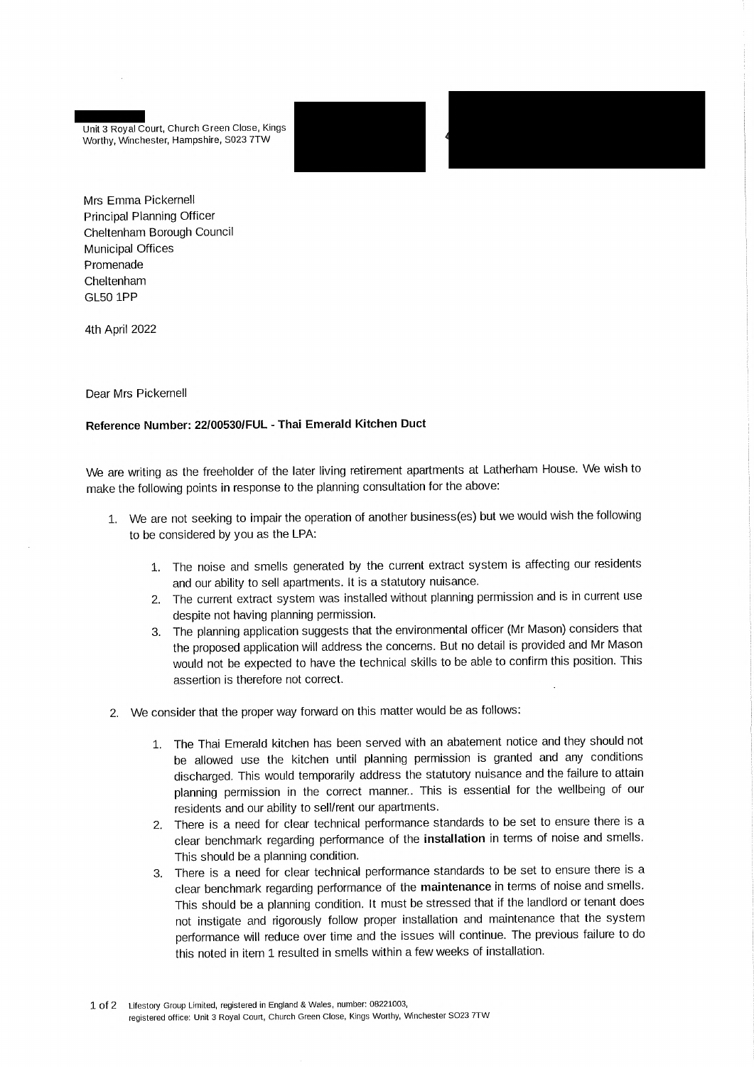Unit 3 Royal Court, Church Green Close, Kings Worthy, Winchester, Hampshire, S023 7TW

Mrs Emma Pickernell
Principal Planning Officer
Cheltenham Borough Council
Municipal Offices
Promenade
Cheltenham
GL50 1PP

4th April 2022

Dear Mrs Pickernell

**Reference Number: 22/00530/FUL - Thai Emerald Kitchen Duct**

We are writing as the freeholder of the later living retirement apartments at Latherham House. We wish to make the following points in response to the planning consultation for the above:

1. We are not seeking to impair the operation of another business(es) but we would wish the following to be considered by you as the LPA:

    1. The noise and smells generated by the current extract system is affecting our residents and our ability to sell apartments. It is a statutory nuisance.
    2. The current extract system was installed without planning permission and is in current use despite not having planning permission.
    3. The planning application suggests that the environmental officer (Mr Mason) considers that the proposed application will address the concerns. But no detail is provided and Mr Mason would not be expected to have the technical skills to be able to confirm this position. This assertion is therefore not correct.

2. We consider that the proper way forward on this matter would be as follows:

    1. The Thai Emerald kitchen has been served with an abatement notice and they should not be allowed use the kitchen until planning permission is granted and any conditions discharged. This would temporarily address the statutory nuisance and the failure to attain planning permission in the correct manner.. This is essential for the wellbeing of our residents and our ability to sell/rent our apartments.
    2. There is a need for clear technical performance standards to be set to ensure there is a clear benchmark regarding performance of the **installation** in terms of noise and smells. This should be a planning condition.
    3. There is a need for clear technical performance standards to be set to ensure there is a clear benchmark regarding performance of the **maintenance** in terms of noise and smells. This should be a planning condition. It must be stressed that if the landlord or tenant does not instigate and rigorously follow proper installation and maintenance that the system performance will reduce over time and the issues will continue. The previous failure to do this noted in item 1 resulted in smells within a few weeks of installation.

Lifestory Group Limited, registered in England & Wales, number: 08221003, registered office: Unit 3 Royal Court, Church Green Close, Kings Worthy, Winchester SO23 7TW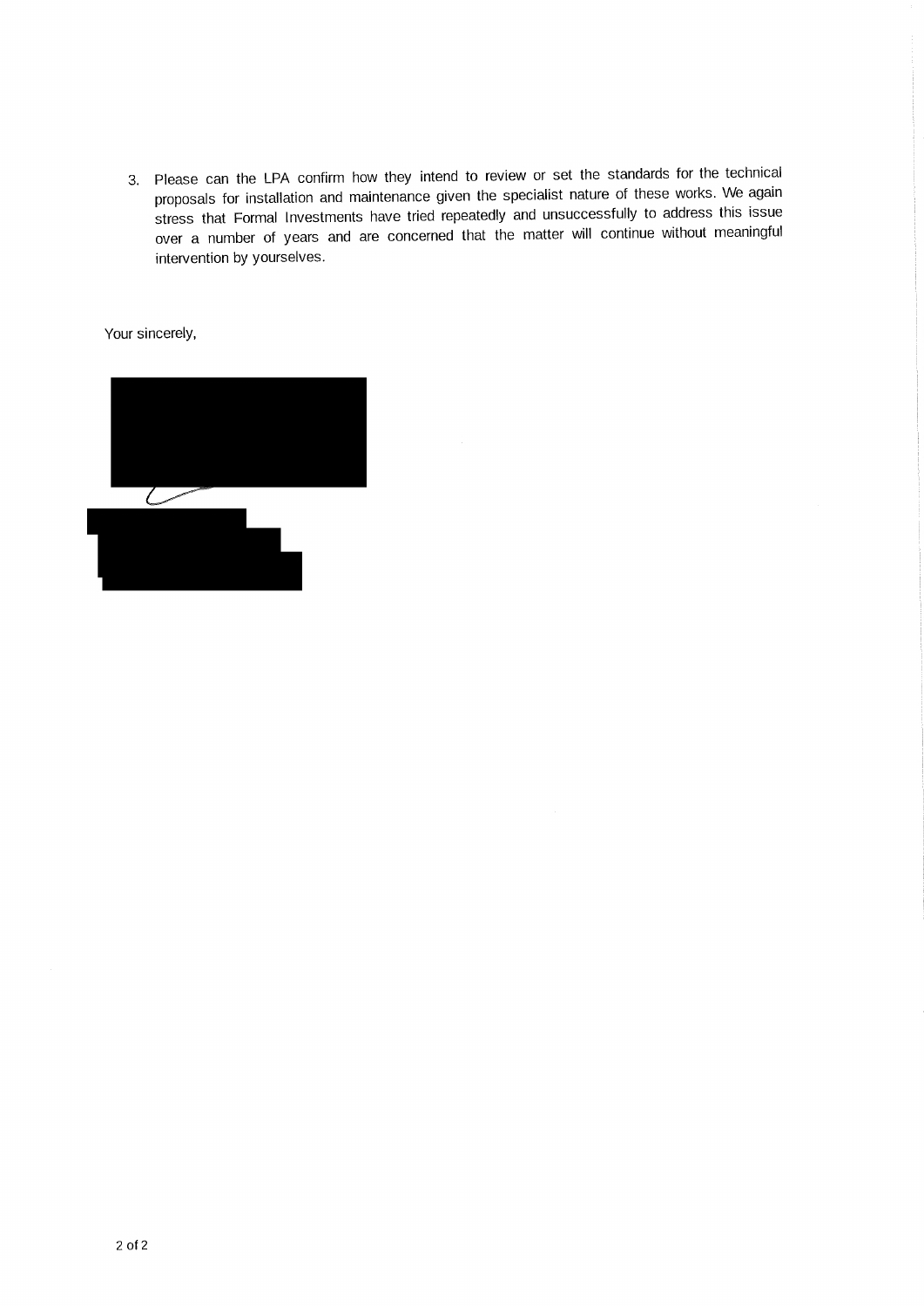3. Please can the LPA confirm how they intend to review or set the standards for the technical proposals for installation and maintenance given the specialist nature of these works. We again stress that Formal Investments have tried repeatedly and unsuccessfully to address this issue over a number of years and are concerned that the matter will continue without meaningful intervention by yourselves.

Your sincerely,